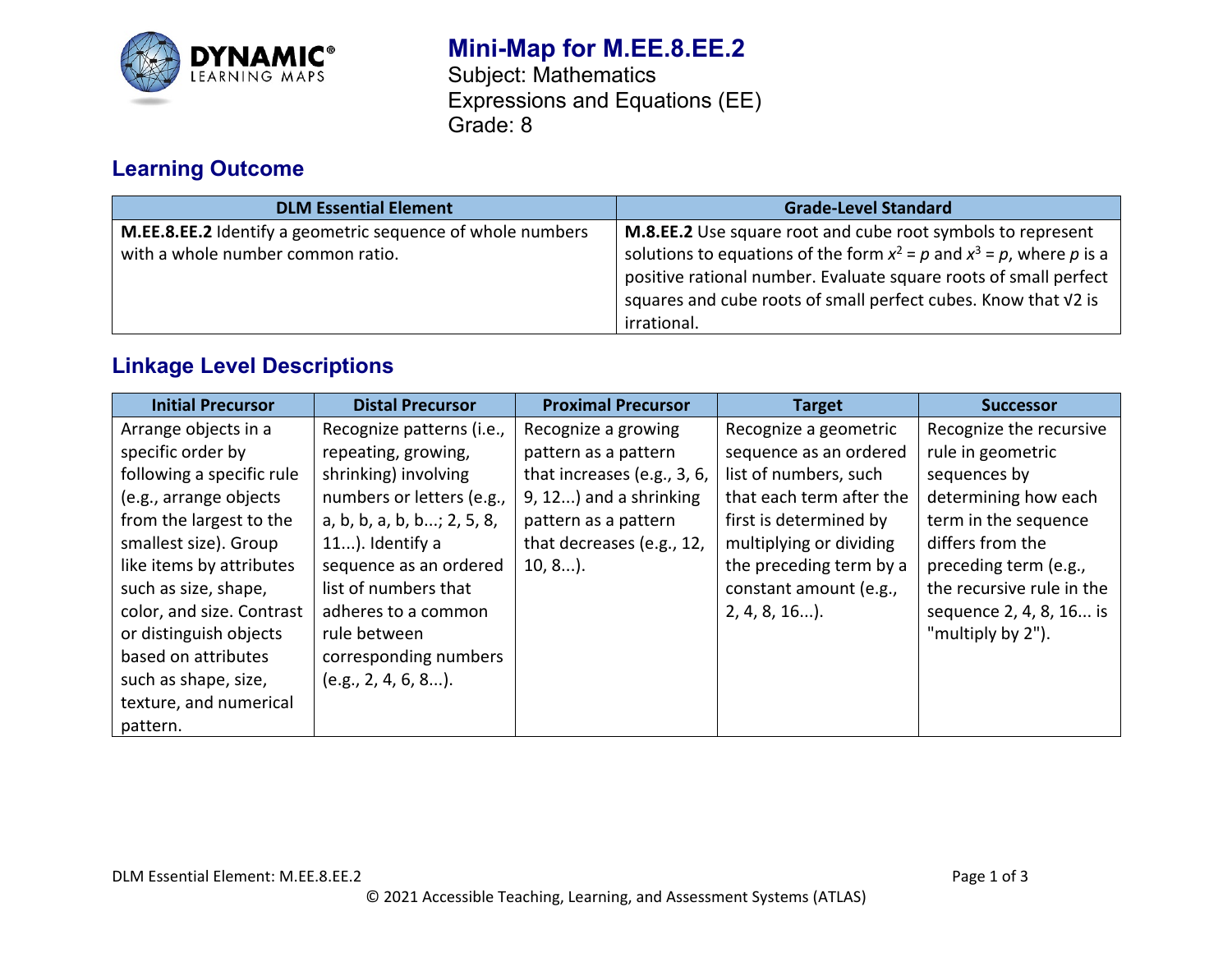# Mini-Map for M.EE.8.EE.2

Subject: Mathematics
Expressions and Equations (EE)
Grade: 8

## Learning Outcome

| DLM Essential Element | Grade-Level Standard |
|---|---|
| **M.EE.8.EE.2** Identify a geometric sequence of whole numbers with a whole number common ratio. | **M.8.EE.2** Use square root and cube root symbols to represent solutions to equations of the form $x^2 = p$ and $x^3 = p$, where $p$ is a positive rational number. Evaluate square roots of small perfect squares and cube roots of small perfect cubes. Know that √2 is irrational. |

## Linkage Level Descriptions

| Initial Precursor | Distal Precursor | Proximal Precursor | Target | Successor |
|---|---|---|---|---|
| Arrange objects in a specific order by following a specific rule (e.g., arrange objects from the largest to the smallest size). Group like items by attributes such as size, shape, color, and size. Contrast or distinguish objects based on attributes such as shape, size, texture, and numerical pattern. | Recognize patterns (i.e., repeating, growing, shrinking) involving numbers or letters (e.g., a, b, b, a, b, b...; 2, 5, 8, 11...). Identify a sequence as an ordered list of numbers that adheres to a common rule between corresponding numbers (e.g., 2, 4, 6, 8...). | Recognize a growing pattern as a pattern that increases (e.g., 3, 6, 9, 12...) and a shrinking pattern as a pattern that decreases (e.g., 12, 10, 8...). | Recognize a geometric sequence as an ordered list of numbers, such that each term after the first is determined by multiplying or dividing the preceding term by a constant amount (e.g., 2, 4, 8, 16...). | Recognize the recursive rule in geometric sequences by determining how each term in the sequence differs from the preceding term (e.g., the recursive rule in the sequence 2, 4, 8, 16... is "multiply by 2"). |

DLM Essential Element: M.EE.8.EE.2

© 2021 Accessible Teaching, Learning, and Assessment Systems (ATLAS)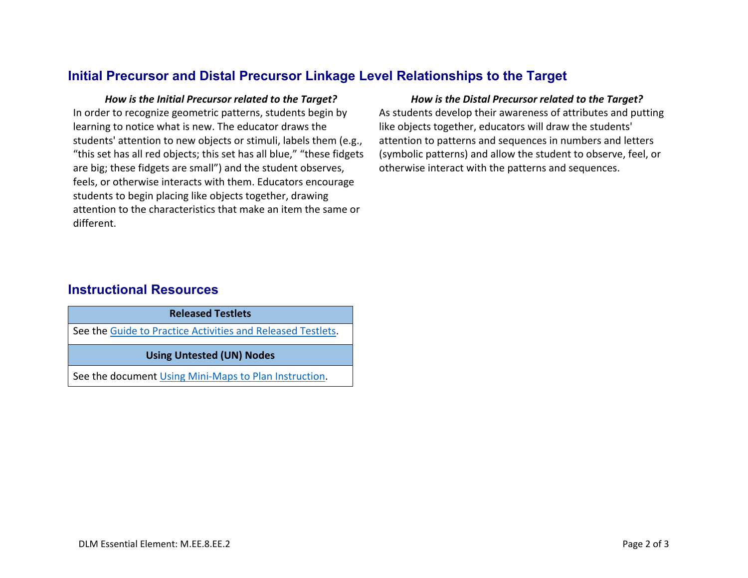## Initial Precursor and Distal Precursor Linkage Level Relationships to the Target

***How is the Initial Precursor related to the Target?***

In order to recognize geometric patterns, students begin by learning to notice what is new. The educator draws the students' attention to new objects or stimuli, labels them (e.g., "this set has all red objects; this set has all blue," "these fidgets are big; these fidgets are small") and the student observes, feels, or otherwise interacts with them. Educators encourage students to begin placing like objects together, drawing attention to the characteristics that make an item the same or different.

***How is the Distal Precursor related to the Target?***

As students develop their awareness of attributes and putting like objects together, educators will draw the students' attention to patterns and sequences in numbers and letters (symbolic patterns) and allow the student to observe, feel, or otherwise interact with the patterns and sequences.

## Instructional Resources

| Released Testlets |
| --- |
| See the Guide to Practice Activities and Released Testlets. |
| **Using Untested (UN) Nodes** |
| See the document Using Mini-Maps to Plan Instruction. |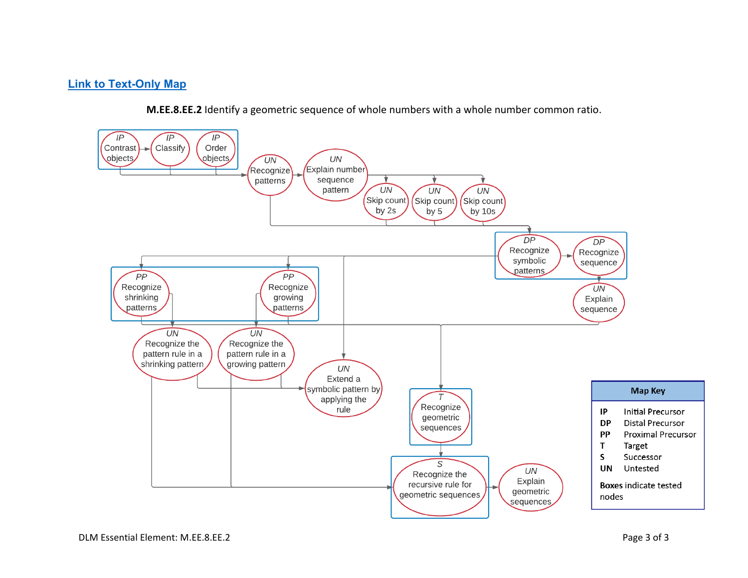[Link to Text-Only Map]

**M.EE.8.EE.2** Identify a geometric sequence of whole numbers with a whole number common ratio.

IP
Contrast objects

IP
Classify

IP
Order objects

UN
Recognize patterns

UN
Explain number sequence pattern

UN
Skip count by 2s

UN
Skip count by 5

UN
Skip count by 10s

DP
Recognize symbolic patterns

DP
Recognize sequence

UN
Explain sequence

PP
Recognize shrinking patterns

PP
Recognize growing patterns

UN
Recognize the pattern rule in a shrinking pattern

UN
Recognize the pattern rule in a growing pattern

UN
Extend a symbolic pattern by applying the rule

T
Recognize geometric sequences

S
Recognize the recursive rule for geometric sequences

UN
Explain geometric sequences

**Map Key**

**IP** Initial Precursor
**DP** Distal Precursor
**PP** Proximal Precursor
**T** Target
**S** Successor
**UN** Untested

**Boxes** indicate tested nodes

DLM Essential Element: M.EE.8.EE.2